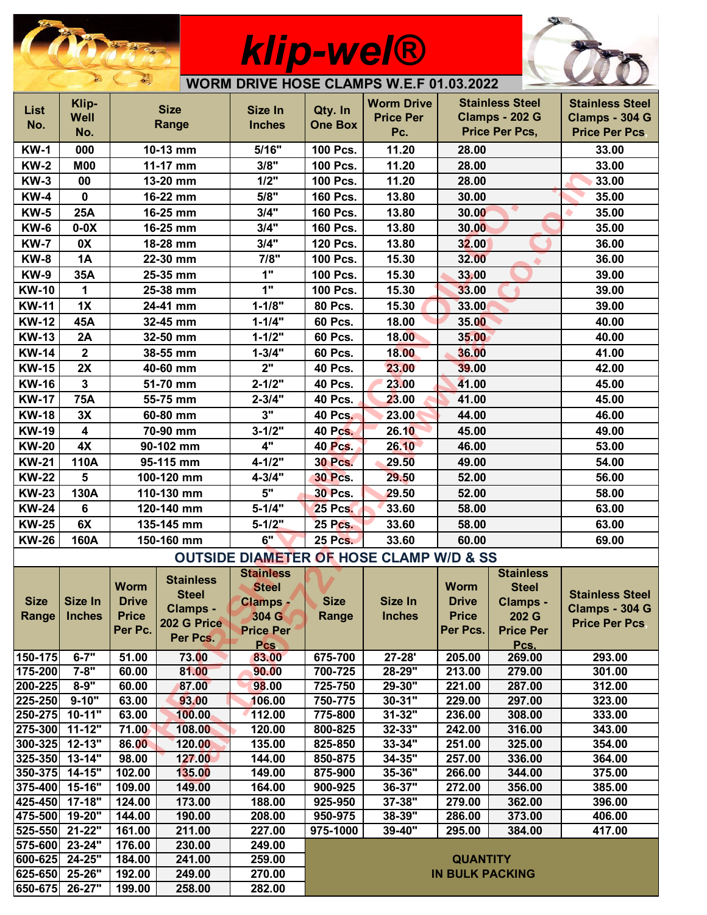# klip-wel®

## WORM DRIVE HOSE CLAMPS W.E.F 01.03.2022

| List No. | Klip-Well No. | Size Range | Size In Inches | Qty. In One Box | Worm Drive Price Per Pc. | Stainless Steel Clamps - 202 G Price Per Pcs, | Stainless Steel Clamps - 304 G Price Per Pcs, |
|---|---|---|---|---|---|---|---|
| KW-1 | 000 | 10-13 mm | 5/16" | 100 Pcs. | 11.20 | 28.00 | 33.00 |
| KW-2 | M00 | 11-17 mm | 3/8" | 100 Pcs. | 11.20 | 28.00 | 33.00 |
| KW-3 | 00 | 13-20 mm | 1/2" | 100 Pcs. | 11.20 | 28.00 | 33.00 |
| KW-4 | 0 | 16-22 mm | 5/8" | 160 Pcs. | 13.80 | 30.00 | 35.00 |
| KW-5 | 25A | 16-25 mm | 3/4" | 160 Pcs. | 13.80 | 30.00 | 35.00 |
| KW-6 | 0-0X | 16-25 mm | 3/4" | 160 Pcs. | 13.80 | 30.00 | 35.00 |
| KW-7 | 0X | 18-28 mm | 3/4" | 120 Pcs. | 13.80 | 32.00 | 36.00 |
| KW-8 | 1A | 22-30 mm | 7/8" | 100 Pcs. | 15.30 | 32.00 | 36.00 |
| KW-9 | 35A | 25-35 mm | 1" | 100 Pcs. | 15.30 | 33.00 | 39.00 |
| KW-10 | 1 | 25-38 mm | 1" | 100 Pcs. | 15.30 | 33.00 | 39.00 |
| KW-11 | 1X | 24-41 mm | 1-1/8" | 80 Pcs. | 15.30 | 33.00 | 39.00 |
| KW-12 | 45A | 32-45 mm | 1-1/4" | 60 Pcs. | 18.00 | 35.00 | 40.00 |
| KW-13 | 2A | 32-50 mm | 1-1/2" | 60 Pcs. | 18.00 | 35.00 | 40.00 |
| KW-14 | 2 | 38-55 mm | 1-3/4" | 60 Pcs. | 18.00 | 36.00 | 41.00 |
| KW-15 | 2X | 40-60 mm | 2" | 40 Pcs. | 23.00 | 39.00 | 42.00 |
| KW-16 | 3 | 51-70 mm | 2-1/2" | 40 Pcs. | 23.00 | 41.00 | 45.00 |
| KW-17 | 75A | 55-75 mm | 2-3/4" | 40 Pcs. | 23.00 | 41.00 | 45.00 |
| KW-18 | 3X | 60-80 mm | 3" | 40 Pcs. | 23.00 | 44.00 | 46.00 |
| KW-19 | 4 | 70-90 mm | 3-1/2" | 40 Pcs. | 26.10 | 45.00 | 49.00 |
| KW-20 | 4X | 90-102 mm | 4" | 40 Pcs. | 26.10 | 46.00 | 53.00 |
| KW-21 | 110A | 95-115 mm | 4-1/2" | 30 Pcs. | 29.50 | 49.00 | 54.00 |
| KW-22 | 5 | 100-120 mm | 4-3/4" | 30 Pcs. | 29.50 | 52.00 | 56.00 |
| KW-23 | 130A | 110-130 mm | 5" | 30 Pcs. | 29.50 | 52.00 | 58.00 |
| KW-24 | 6 | 120-140 mm | 5-1/4" | 25 Pcs. | 33.60 | 58.00 | 63.00 |
| KW-25 | 6X | 135-145 mm | 5-1/2" | 25 Pcs. | 33.60 | 58.00 | 63.00 |
| KW-26 | 160A | 150-160 mm | 6" | 25 Pcs. | 33.60 | 60.00 | 69.00 |

## OUTSIDE DIAMETER OF HOSE CLAMP W/D & SS

| Size Range | Size In Inches | Worm Drive Price Per Pc. | Stainless Steel Clamps - 202 G Price Per Pcs. | Stainless Steel Clamps - 304 G Price Per Pcs | Size Range | Size In Inches | Worm Drive Price Per Pcs. | Stainless Steel Clamps - 202 G Price Per Pcs. | Stainless Steel Clamps - 304 G Price Per Pcs, |
|---|---|---|---|---|---|---|---|---|---|
| 150-175 | 6-7" | 51.00 | 73.00 | 83.00 | 675-700 | 27-28' | 205.00 | 269.00 | 293.00 |
| 175-200 | 7-8" | 60.00 | 81.00 | 90.00 | 700-725 | 28-29" | 213.00 | 279.00 | 301.00 |
| 200-225 | 8-9" | 60.00 | 87.00 | 98.00 | 725-750 | 29-30" | 221.00 | 287.00 | 312.00 |
| 225-250 | 9-10" | 63.00 | 93.00 | 106.00 | 750-775 | 30-31" | 229.00 | 297.00 | 323.00 |
| 250-275 | 10-11" | 63.00 | 100.00 | 112.00 | 775-800 | 31-32" | 236.00 | 308.00 | 333.00 |
| 275-300 | 11-12" | 71.00 | 108.00 | 120.00 | 800-825 | 32-33" | 242.00 | 316.00 | 343.00 |
| 300-325 | 12-13" | 86.00 | 120.00 | 135.00 | 825-850 | 33-34" | 251.00 | 325.00 | 354.00 |
| 325-350 | 13-14" | 98.00 | 127.00 | 144.00 | 850-875 | 34-35" | 257.00 | 336.00 | 364.00 |
| 350-375 | 14-15" | 102.00 | 135.00 | 149.00 | 875-900 | 35-36" | 266.00 | 344.00 | 375.00 |
| 375-400 | 15-16" | 109.00 | 149.00 | 164.00 | 900-925 | 36-37" | 272.00 | 356.00 | 385.00 |
| 425-450 | 17-18" | 124.00 | 173.00 | 188.00 | 925-950 | 37-38" | 279.00 | 362.00 | 396.00 |
| 475-500 | 19-20" | 144.00 | 190.00 | 208.00 | 950-975 | 38-39" | 286.00 | 373.00 | 406.00 |
| 525-550 | 21-22" | 161.00 | 211.00 | 227.00 | 975-1000 | 39-40" | 295.00 | 384.00 | 417.00 |
| 575-600 | 23-24" | 176.00 | 230.00 | 249.00 | QUANTITY IN BULK PACKING | | | | |
| 600-625 | 24-25" | 184.00 | 241.00 | 259.00 | | | | | |
| 625-650 | 25-26" | 192.00 | 249.00 | 270.00 | | | | | |
| 650-675 | 26-27" | 199.00 | 258.00 | 282.00 | | | | | |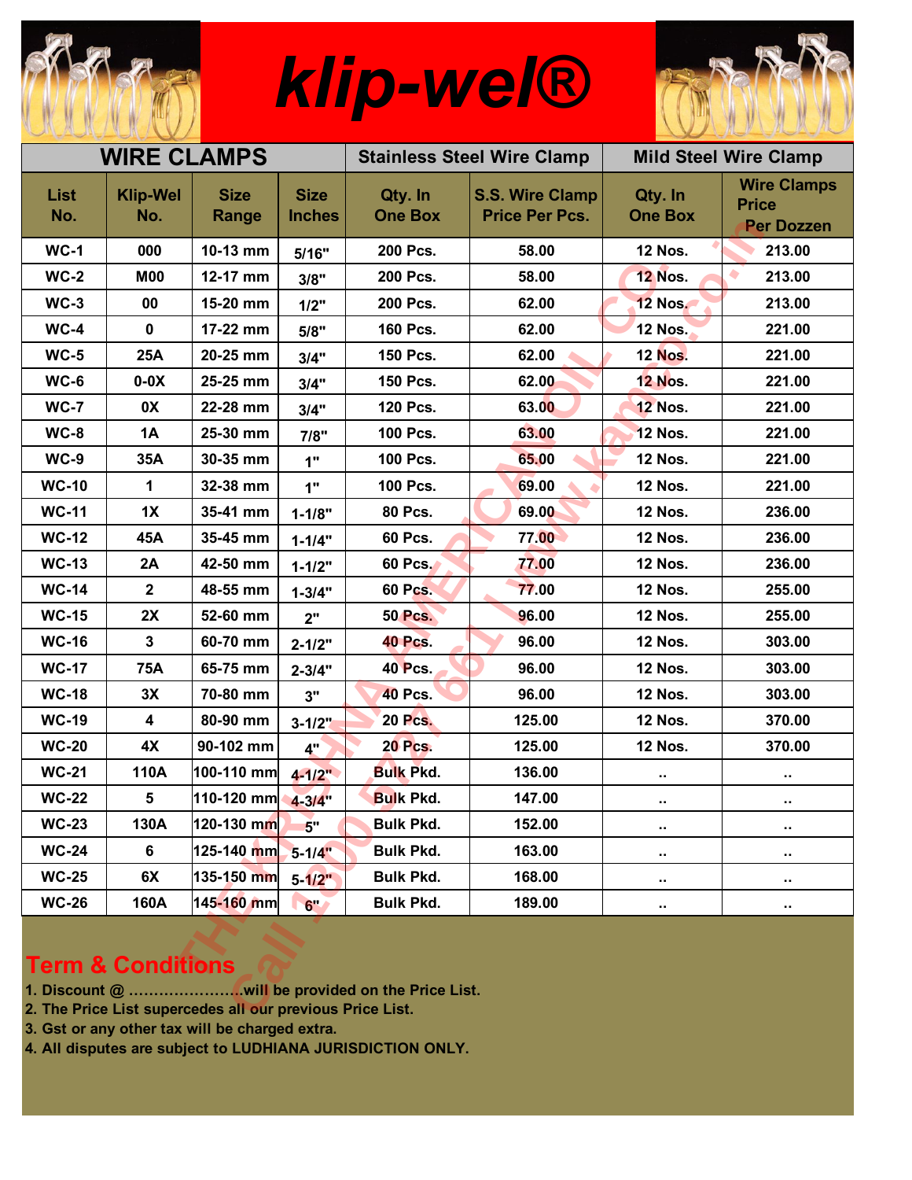# klip-wel®

| WIRE CLAMPS | | | | Stainless Steel Wire Clamp | | Mild Steel Wire Clamp | |
|---|---|---|---|---|---|---|---|
| List No. | Klip-Wel No. | Size Range | Size Inches | Qty. In One Box | S.S. Wire Clamp Price Per Pcs. | Qty. In One Box | Wire Clamps Price Per Dozzen |
| WC-1 | 000 | 10-13 mm | 5/16" | 200 Pcs. | 58.00 | 12 Nos. | 213.00 |
| WC-2 | M00 | 12-17 mm | 3/8" | 200 Pcs. | 58.00 | 12 Nos. | 213.00 |
| WC-3 | 00 | 15-20 mm | 1/2" | 200 Pcs. | 62.00 | 12 Nos. | 213.00 |
| WC-4 | 0 | 17-22 mm | 5/8" | 160 Pcs. | 62.00 | 12 Nos. | 221.00 |
| WC-5 | 25A | 20-25 mm | 3/4" | 150 Pcs. | 62.00 | 12 Nos. | 221.00 |
| WC-6 | 0-0X | 25-25 mm | 3/4" | 150 Pcs. | 62.00 | 12 Nos. | 221.00 |
| WC-7 | 0X | 22-28 mm | 3/4" | 120 Pcs. | 63.00 | 12 Nos. | 221.00 |
| WC-8 | 1A | 25-30 mm | 7/8" | 100 Pcs. | 63.00 | 12 Nos. | 221.00 |
| WC-9 | 35A | 30-35 mm | 1" | 100 Pcs. | 65.00 | 12 Nos. | 221.00 |
| WC-10 | 1 | 32-38 mm | 1" | 100 Pcs. | 69.00 | 12 Nos. | 221.00 |
| WC-11 | 1X | 35-41 mm | 1-1/8" | 80 Pcs. | 69.00 | 12 Nos. | 236.00 |
| WC-12 | 45A | 35-45 mm | 1-1/4" | 60 Pcs. | 77.00 | 12 Nos. | 236.00 |
| WC-13 | 2A | 42-50 mm | 1-1/2" | 60 Pcs. | 77.00 | 12 Nos. | 236.00 |
| WC-14 | 2 | 48-55 mm | 1-3/4" | 60 Pcs. | 77.00 | 12 Nos. | 255.00 |
| WC-15 | 2X | 52-60 mm | 2" | 50 Pcs. | 96.00 | 12 Nos. | 255.00 |
| WC-16 | 3 | 60-70 mm | 2-1/2" | 40 Pcs. | 96.00 | 12 Nos. | 303.00 |
| WC-17 | 75A | 65-75 mm | 2-3/4" | 40 Pcs. | 96.00 | 12 Nos. | 303.00 |
| WC-18 | 3X | 70-80 mm | 3" | 40 Pcs. | 96.00 | 12 Nos. | 303.00 |
| WC-19 | 4 | 80-90 mm | 3-1/2" | 20 Pcs. | 125.00 | 12 Nos. | 370.00 |
| WC-20 | 4X | 90-102 mm | 4" | 20 Pcs. | 125.00 | 12 Nos. | 370.00 |
| WC-21 | 110A | 100-110 mm | 4-1/2" | Bulk Pkd. | 136.00 | .. | .. |
| WC-22 | 5 | 110-120 mm | 4-3/4" | Bulk Pkd. | 147.00 | .. | .. |
| WC-23 | 130A | 120-130 mm | 5" | Bulk Pkd. | 152.00 | .. | .. |
| WC-24 | 6 | 125-140 mm | 5-1/4" | Bulk Pkd. | 163.00 | .. | .. |
| WC-25 | 6X | 135-150 mm | 5-1/2" | Bulk Pkd. | 168.00 | .. | .. |
| WC-26 | 160A | 145-160 mm | 6" | Bulk Pkd. | 189.00 | .. | .. |

## Term & Conditions

1. Discount @ ………………….will be provided on the Price List.
2. The Price List supercedes all our previous Price List.
3. Gst or any other tax will be charged extra.
4. All disputes are subject to LUDHIANA JURISDICTION ONLY.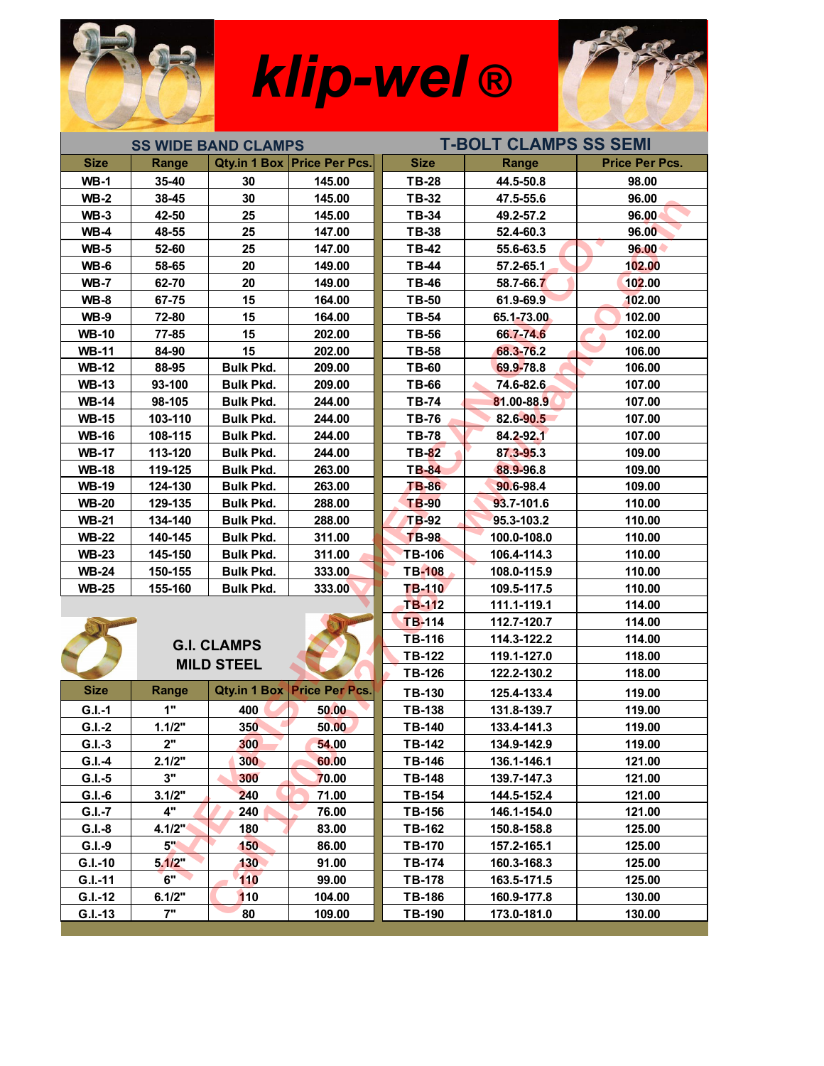# klip-wel ®

## SS WIDE BAND CLAMPS

| Size | Range | Qty.in 1 Box | Price Per Pcs. |
|---|---|---|---|
| WB-1 | 35-40 | 30 | 145.00 |
| WB-2 | 38-45 | 30 | 145.00 |
| WB-3 | 42-50 | 25 | 145.00 |
| WB-4 | 48-55 | 25 | 147.00 |
| WB-5 | 52-60 | 25 | 147.00 |
| WB-6 | 58-65 | 20 | 149.00 |
| WB-7 | 62-70 | 20 | 149.00 |
| WB-8 | 67-75 | 15 | 164.00 |
| WB-9 | 72-80 | 15 | 164.00 |
| WB-10 | 77-85 | 15 | 202.00 |
| WB-11 | 84-90 | 15 | 202.00 |
| WB-12 | 88-95 | Bulk Pkd. | 209.00 |
| WB-13 | 93-100 | Bulk Pkd. | 209.00 |
| WB-14 | 98-105 | Bulk Pkd. | 244.00 |
| WB-15 | 103-110 | Bulk Pkd. | 244.00 |
| WB-16 | 108-115 | Bulk Pkd. | 244.00 |
| WB-17 | 113-120 | Bulk Pkd. | 244.00 |
| WB-18 | 119-125 | Bulk Pkd. | 263.00 |
| WB-19 | 124-130 | Bulk Pkd. | 263.00 |
| WB-20 | 129-135 | Bulk Pkd. | 288.00 |
| WB-21 | 134-140 | Bulk Pkd. | 288.00 |
| WB-22 | 140-145 | Bulk Pkd. | 311.00 |
| WB-23 | 145-150 | Bulk Pkd. | 311.00 |
| WB-24 | 150-155 | Bulk Pkd. | 333.00 |
| WB-25 | 155-160 | Bulk Pkd. | 333.00 |

## G.I. CLAMPS MILD STEEL

| Size | Range | Qty.in 1 Box | Price Per Pcs. |
|---|---|---|---|
| G.I.-1 | 1" | 400 | 50.00 |
| G.I.-2 | 1.1/2" | 350 | 50.00 |
| G.I.-3 | 2" | 300 | 54.00 |
| G.I.-4 | 2.1/2" | 300 | 60.00 |
| G.I.-5 | 3" | 300 | 70.00 |
| G.I.-6 | 3.1/2" | 240 | 71.00 |
| G.I.-7 | 4" | 240 | 76.00 |
| G.I.-8 | 4.1/2" | 180 | 83.00 |
| G.I.-9 | 5" | 150 | 86.00 |
| G.I.-10 | 5.1/2" | 130 | 91.00 |
| G.I.-11 | 6" | 110 | 99.00 |
| G.I.-12 | 6.1/2" | 110 | 104.00 |
| G.I.-13 | 7" | 80 | 109.00 |

## T-BOLT CLAMPS SS SEMI

| Size | Range | Price Per Pcs. |
|---|---|---|
| TB-28 | 44.5-50.8 | 98.00 |
| TB-32 | 47.5-55.6 | 96.00 |
| TB-34 | 49.2-57.2 | 96.00 |
| TB-38 | 52.4-60.3 | 96.00 |
| TB-42 | 55.6-63.5 | 96.00 |
| TB-44 | 57.2-65.1 | 102.00 |
| TB-46 | 58.7-66.7 | 102.00 |
| TB-50 | 61.9-69.9 | 102.00 |
| TB-54 | 65.1-73.00 | 102.00 |
| TB-56 | 66.7-74.6 | 102.00 |
| TB-58 | 68.3-76.2 | 106.00 |
| TB-60 | 69.9-78.8 | 106.00 |
| TB-66 | 74.6-82.6 | 107.00 |
| TB-74 | 81.00-88.9 | 107.00 |
| TB-76 | 82.6-90.5 | 107.00 |
| TB-78 | 84.2-92.1 | 107.00 |
| TB-82 | 87.3-95.3 | 109.00 |
| TB-84 | 88.9-96.8 | 109.00 |
| TB-86 | 90.6-98.4 | 109.00 |
| TB-90 | 93.7-101.6 | 110.00 |
| TB-92 | 95.3-103.2 | 110.00 |
| TB-98 | 100.0-108.0 | 110.00 |
| TB-106 | 106.4-114.3 | 110.00 |
| TB-108 | 108.0-115.9 | 110.00 |
| TB-110 | 109.5-117.5 | 110.00 |
| TB-112 | 111.1-119.1 | 114.00 |
| TB-114 | 112.7-120.7 | 114.00 |
| TB-116 | 114.3-122.2 | 114.00 |
| TB-122 | 119.1-127.0 | 118.00 |
| TB-126 | 122.2-130.2 | 118.00 |
| TB-130 | 125.4-133.4 | 119.00 |
| TB-138 | 131.8-139.7 | 119.00 |
| TB-140 | 133.4-141.3 | 119.00 |
| TB-142 | 134.9-142.9 | 119.00 |
| TB-146 | 136.1-146.1 | 121.00 |
| TB-148 | 139.7-147.3 | 121.00 |
| TB-154 | 144.5-152.4 | 121.00 |
| TB-156 | 146.1-154.0 | 121.00 |
| TB-162 | 150.8-158.8 | 125.00 |
| TB-170 | 157.2-165.1 | 125.00 |
| TB-174 | 160.3-168.3 | 125.00 |
| TB-178 | 163.5-171.5 | 125.00 |
| TB-186 | 160.9-177.8 | 130.00 |
| TB-190 | 173.0-181.0 | 130.00 |